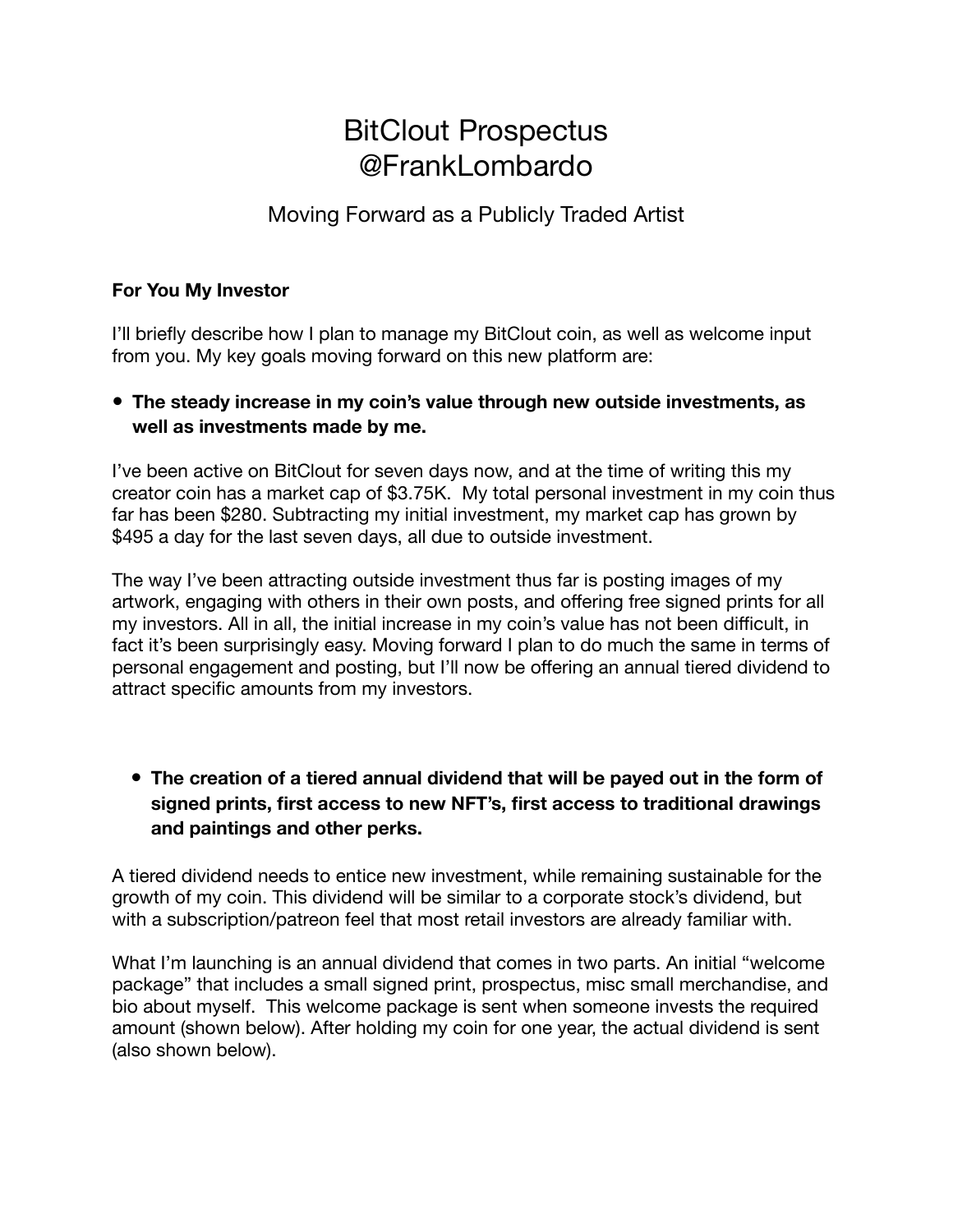# BitClout Prospectus
# @FrankLombardo

## Moving Forward as a Publicly Traded Artist

**For You My Investor**

I'll briefly describe how I plan to manage my BitClout coin, as well as welcome input from you. My key goals moving forward on this new platform are:

- **The steady increase in my coin's value through new outside investments, as well as investments made by me.**

I've been active on BitClout for seven days now, and at the time of writing this my creator coin has a market cap of $3.75K. My total personal investment in my coin thus far has been $280. Subtracting my initial investment, my market cap has grown by $495 a day for the last seven days, all due to outside investment.

The way I've been attracting outside investment thus far is posting images of my artwork, engaging with others in their own posts, and offering free signed prints for all my investors. All in all, the initial increase in my coin's value has not been difficult, in fact it's been surprisingly easy. Moving forward I plan to do much the same in terms of personal engagement and posting, but I'll now be offering an annual tiered dividend to attract specific amounts from my investors.

- **The creation of a tiered annual dividend that will be payed out in the form of signed prints, first access to new NFT's, first access to traditional drawings and paintings and other perks.**

A tiered dividend needs to entice new investment, while remaining sustainable for the growth of my coin. This dividend will be similar to a corporate stock's dividend, but with a subscription/patreon feel that most retail investors are already familiar with.

What I'm launching is an annual dividend that comes in two parts. An initial "welcome package" that includes a small signed print, prospectus, misc small merchandise, and bio about myself. This welcome package is sent when someone invests the required amount (shown below). After holding my coin for one year, the actual dividend is sent (also shown below).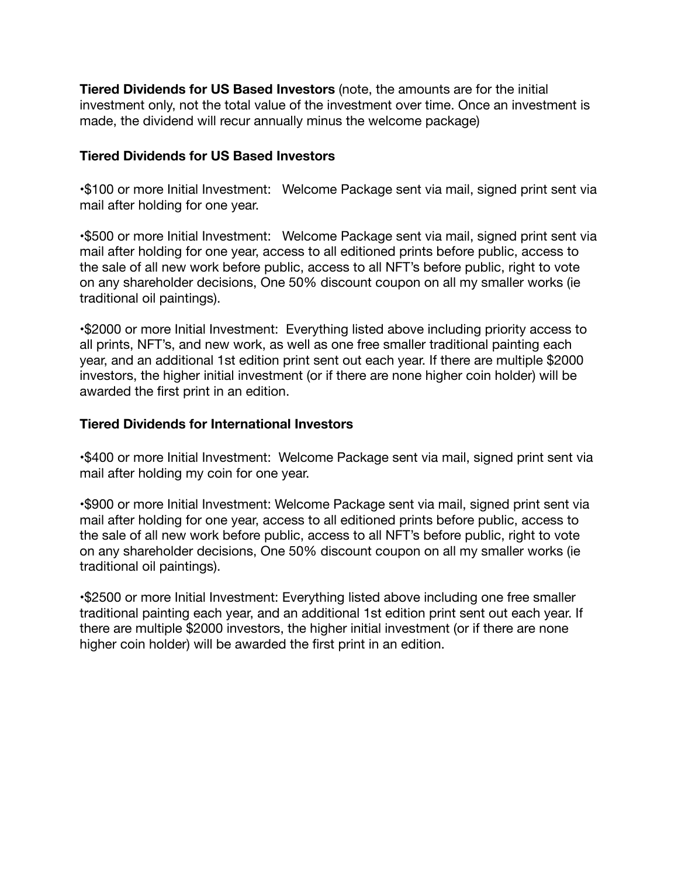**Tiered Dividends for US Based Investors** (note, the amounts are for the initial investment only, not the total value of the investment over time. Once an investment is made, the dividend will recur annually minus the welcome package)

**Tiered Dividends for US Based Investors**

•$100 or more Initial Investment: Welcome Package sent via mail, signed print sent via mail after holding for one year.

•$500 or more Initial Investment: Welcome Package sent via mail, signed print sent via mail after holding for one year, access to all editioned prints before public, access to the sale of all new work before public, access to all NFT's before public, right to vote on any shareholder decisions, One 50% discount coupon on all my smaller works (ie traditional oil paintings).

•$2000 or more Initial Investment: Everything listed above including priority access to all prints, NFT's, and new work, as well as one free smaller traditional painting each year, and an additional 1st edition print sent out each year. If there are multiple $2000 investors, the higher initial investment (or if there are none higher coin holder) will be awarded the first print in an edition.

**Tiered Dividends for International Investors**

•$400 or more Initial Investment: Welcome Package sent via mail, signed print sent via mail after holding my coin for one year.

•$900 or more Initial Investment: Welcome Package sent via mail, signed print sent via mail after holding for one year, access to all editioned prints before public, access to the sale of all new work before public, access to all NFT's before public, right to vote on any shareholder decisions, One 50% discount coupon on all my smaller works (ie traditional oil paintings).

•$2500 or more Initial Investment: Everything listed above including one free smaller traditional painting each year, and an additional 1st edition print sent out each year. If there are multiple $2000 investors, the higher initial investment (or if there are none higher coin holder) will be awarded the first print in an edition.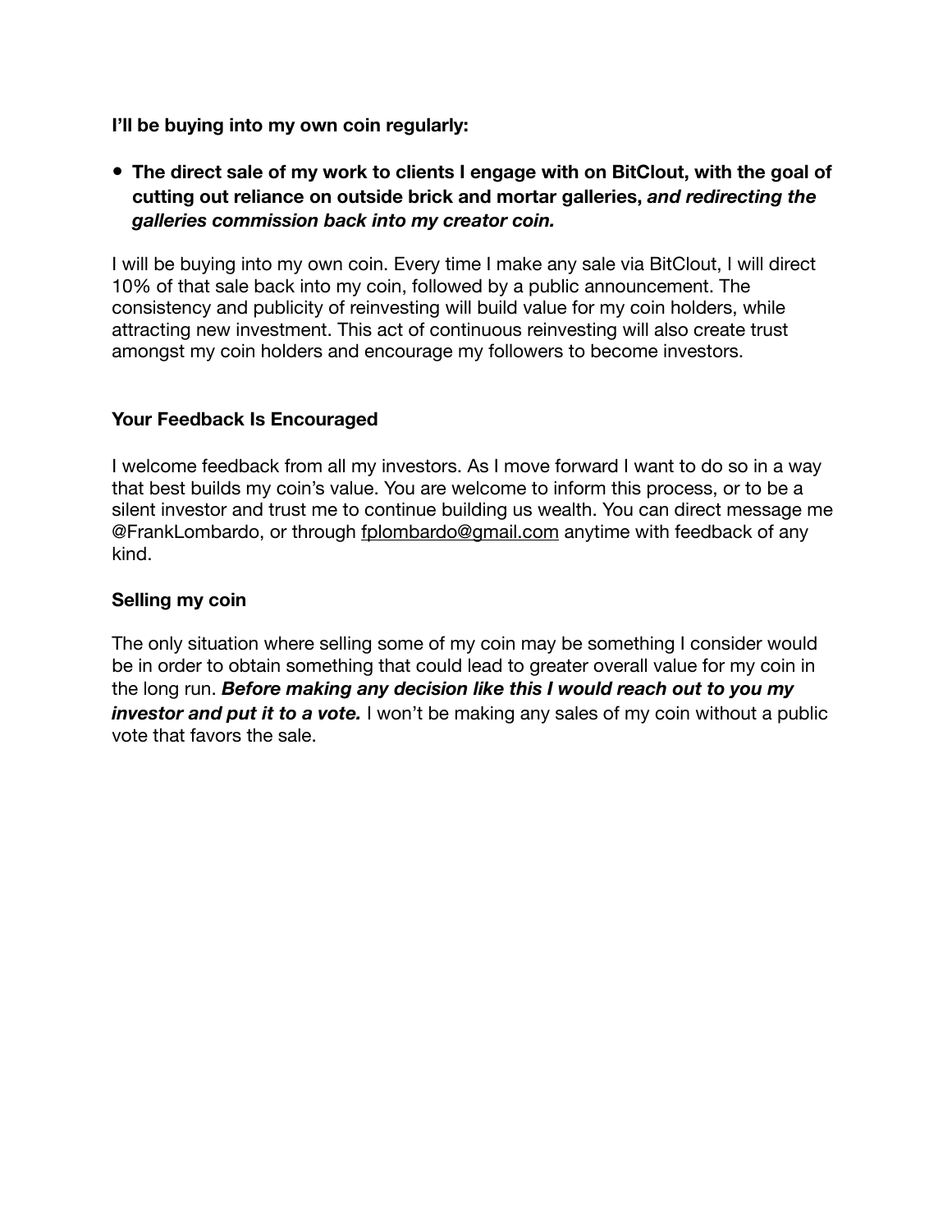**I'll be buying into my own coin regularly:**

- **The direct sale of my work to clients I engage with on BitClout, with the goal of cutting out reliance on outside brick and mortar galleries, *and redirecting the galleries commission back into my creator coin.***

I will be buying into my own coin. Every time I make any sale via BitClout, I will direct 10% of that sale back into my coin, followed by a public announcement. The consistency and publicity of reinvesting will build value for my coin holders, while attracting new investment. This act of continuous reinvesting will also create trust amongst my coin holders and encourage my followers to become investors.

**Your Feedback Is Encouraged**

I welcome feedback from all my investors. As I move forward I want to do so in a way that best builds my coin's value. You are welcome to inform this process, or to be a silent investor and trust me to continue building us wealth. You can direct message me @FrankLombardo, or through fplombardo@gmail.com anytime with feedback of any kind.

**Selling my coin**

The only situation where selling some of my coin may be something I consider would be in order to obtain something that could lead to greater overall value for my coin in the long run. ***Before making any decision like this I would reach out to you my investor and put it to a vote.*** I won't be making any sales of my coin without a public vote that favors the sale.